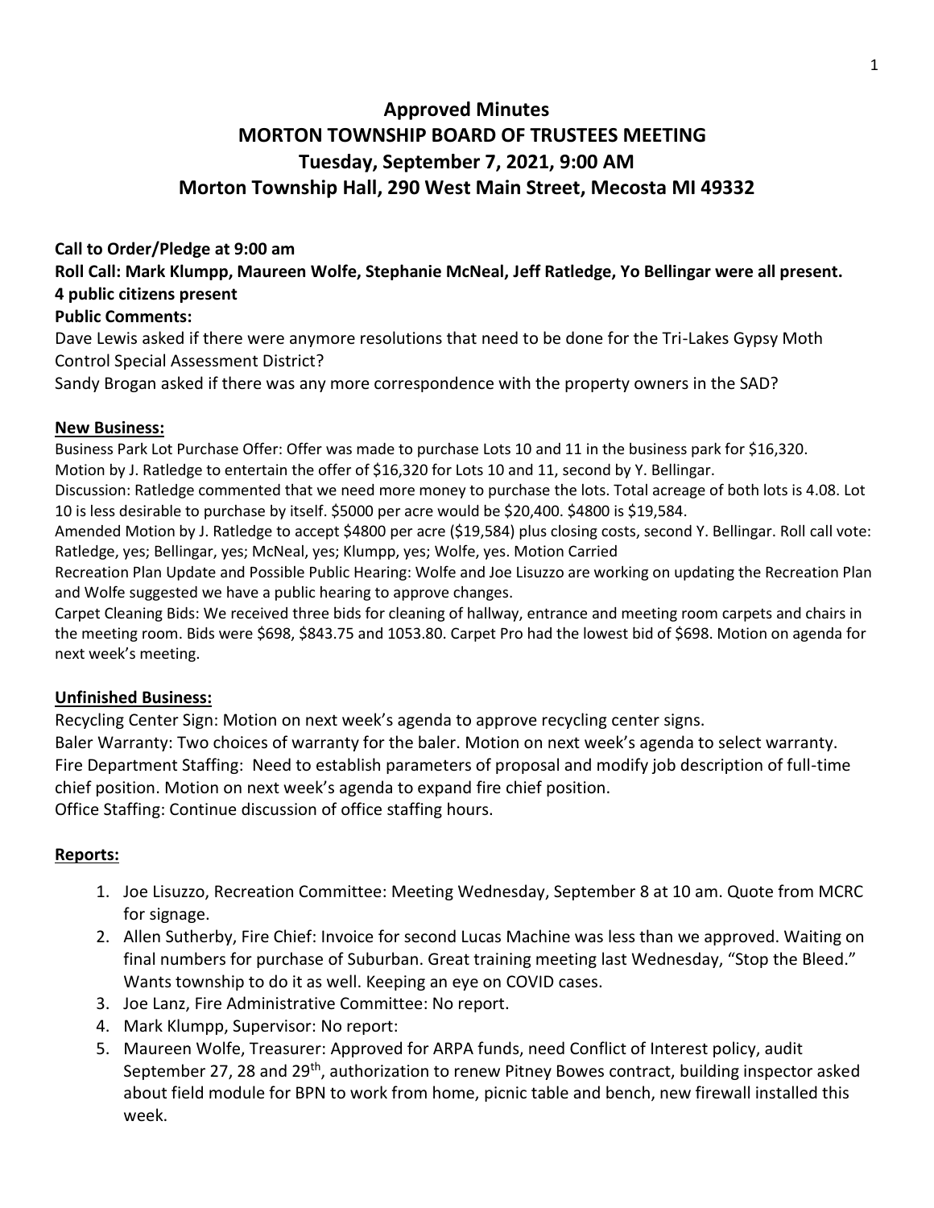# Approved Minutes
# MORTON TOWNSHIP BOARD OF TRUSTEES MEETING
# Tuesday, September 7, 2021, 9:00 AM
# Morton Township Hall, 290 West Main Street, Mecosta MI 49332

**Call to Order/Pledge at 9:00 am**

**Roll Call: Mark Klumpp, Maureen Wolfe, Stephanie McNeal, Jeff Ratledge, Yo Bellingar were all present. 4 public citizens present**

**Public Comments:**

Dave Lewis asked if there were anymore resolutions that need to be done for the Tri-Lakes Gypsy Moth Control Special Assessment District?

Sandy Brogan asked if there was any more correspondence with the property owners in the SAD?

## New Business:

Business Park Lot Purchase Offer: Offer was made to purchase Lots 10 and 11 in the business park for $16,320. Motion by J. Ratledge to entertain the offer of $16,320 for Lots 10 and 11, second by Y. Bellingar.

Discussion: Ratledge commented that we need more money to purchase the lots. Total acreage of both lots is 4.08. Lot 10 is less desirable to purchase by itself. $5000 per acre would be $20,400. $4800 is $19,584.

Amended Motion by J. Ratledge to accept $4800 per acre ($19,584) plus closing costs, second Y. Bellingar. Roll call vote: Ratledge, yes; Bellingar, yes; McNeal, yes; Klumpp, yes; Wolfe, yes. Motion Carried

Recreation Plan Update and Possible Public Hearing: Wolfe and Joe Lisuzzo are working on updating the Recreation Plan and Wolfe suggested we have a public hearing to approve changes.

Carpet Cleaning Bids: We received three bids for cleaning of hallway, entrance and meeting room carpets and chairs in the meeting room. Bids were $698, $843.75 and 1053.80. Carpet Pro had the lowest bid of $698. Motion on agenda for next week's meeting.

## Unfinished Business:

Recycling Center Sign: Motion on next week's agenda to approve recycling center signs.

Baler Warranty: Two choices of warranty for the baler. Motion on next week's agenda to select warranty.

Fire Department Staffing: Need to establish parameters of proposal and modify job description of full-time chief position. Motion on next week's agenda to expand fire chief position.

Office Staffing: Continue discussion of office staffing hours.

## Reports:

1. Joe Lisuzzo, Recreation Committee: Meeting Wednesday, September 8 at 10 am. Quote from MCRC for signage.
2. Allen Sutherby, Fire Chief: Invoice for second Lucas Machine was less than we approved. Waiting on final numbers for purchase of Suburban. Great training meeting last Wednesday, "Stop the Bleed." Wants township to do it as well. Keeping an eye on COVID cases.
3. Joe Lanz, Fire Administrative Committee: No report.
4. Mark Klumpp, Supervisor: No report:
5. Maureen Wolfe, Treasurer: Approved for ARPA funds, need Conflict of Interest policy, audit September 27, 28 and 29th, authorization to renew Pitney Bowes contract, building inspector asked about field module for BPN to work from home, picnic table and bench, new firewall installed this week.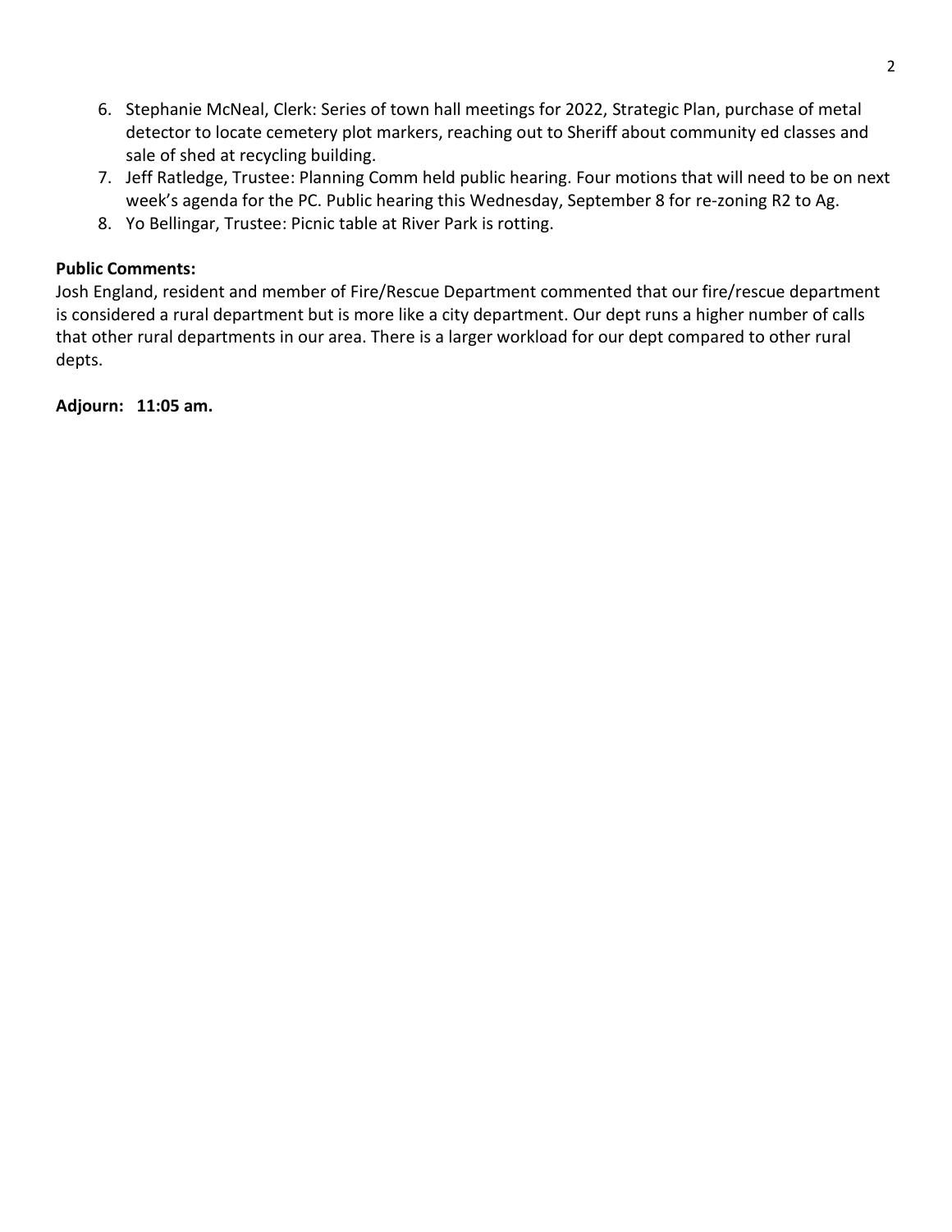6. Stephanie McNeal, Clerk: Series of town hall meetings for 2022, Strategic Plan, purchase of metal detector to locate cemetery plot markers, reaching out to Sheriff about community ed classes and sale of shed at recycling building.
7. Jeff Ratledge, Trustee: Planning Comm held public hearing. Four motions that will need to be on next week's agenda for the PC. Public hearing this Wednesday, September 8 for re-zoning R2 to Ag.
8. Yo Bellingar, Trustee: Picnic table at River Park is rotting.

**Public Comments:**

Josh England, resident and member of Fire/Rescue Department commented that our fire/rescue department is considered a rural department but is more like a city department. Our dept runs a higher number of calls that other rural departments in our area. There is a larger workload for our dept compared to other rural depts.

**Adjourn: 11:05 am.**